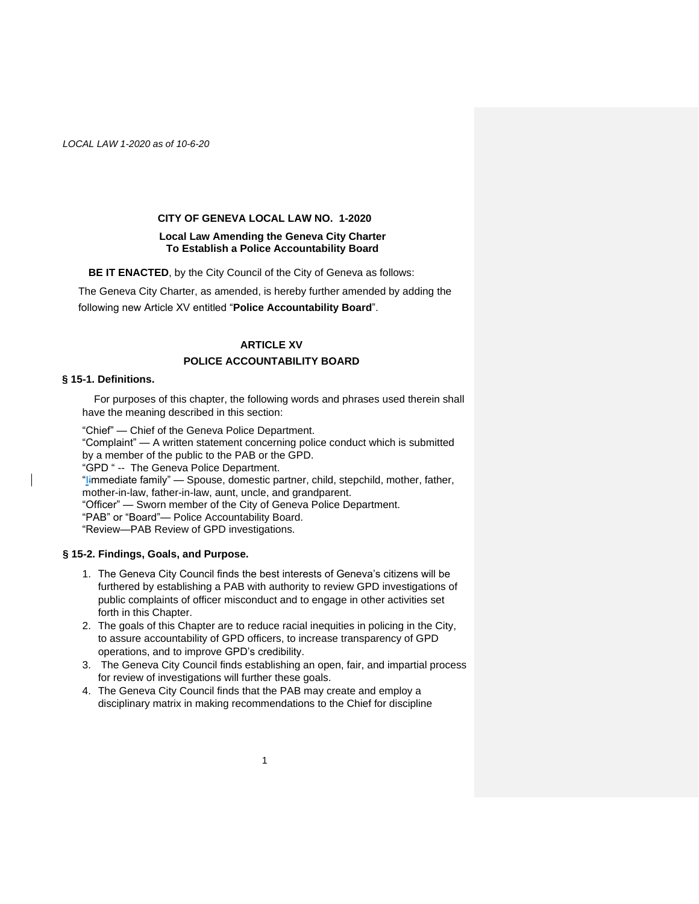*LOCAL LAW 1-2020 as of 10-6-20*

**CITY OF GENEVA LOCAL LAW NO. 1-2020**

**Local Law Amending the Geneva City Charter To Establish a Police Accountability Board**

**BE IT ENACTED**, by the City Council of the City of Geneva as follows:

The Geneva City Charter, as amended, is hereby further amended by adding the following new Article XV entitled "**Police Accountability Board**".

## ARTICLE XV

## POLICE ACCOUNTABILITY BOARD

### § 15-1. Definitions.

For purposes of this chapter, the following words and phrases used therein shall have the meaning described in this section:

"Chief" — Chief of the Geneva Police Department.
"Complaint" — A written statement concerning police conduct which is submitted by a member of the public to the PAB or the GPD.
"GPD " -- The Geneva Police Department.
"Iimmediate family" — Spouse, domestic partner, child, stepchild, mother, father, mother-in-law, father-in-law, aunt, uncle, and grandparent.
"Officer" — Sworn member of the City of Geneva Police Department.
"PAB" or "Board"— Police Accountability Board.
"Review—PAB Review of GPD investigations.

### § 15-2. Findings, Goals, and Purpose.

1. The Geneva City Council finds the best interests of Geneva's citizens will be furthered by establishing a PAB with authority to review GPD investigations of public complaints of officer misconduct and to engage in other activities set forth in this Chapter.
2. The goals of this Chapter are to reduce racial inequities in policing in the City, to assure accountability of GPD officers, to increase transparency of GPD operations, and to improve GPD's credibility.
3. The Geneva City Council finds establishing an open, fair, and impartial process for review of investigations will further these goals.
4. The Geneva City Council finds that the PAB may create and employ a disciplinary matrix in making recommendations to the Chief for discipline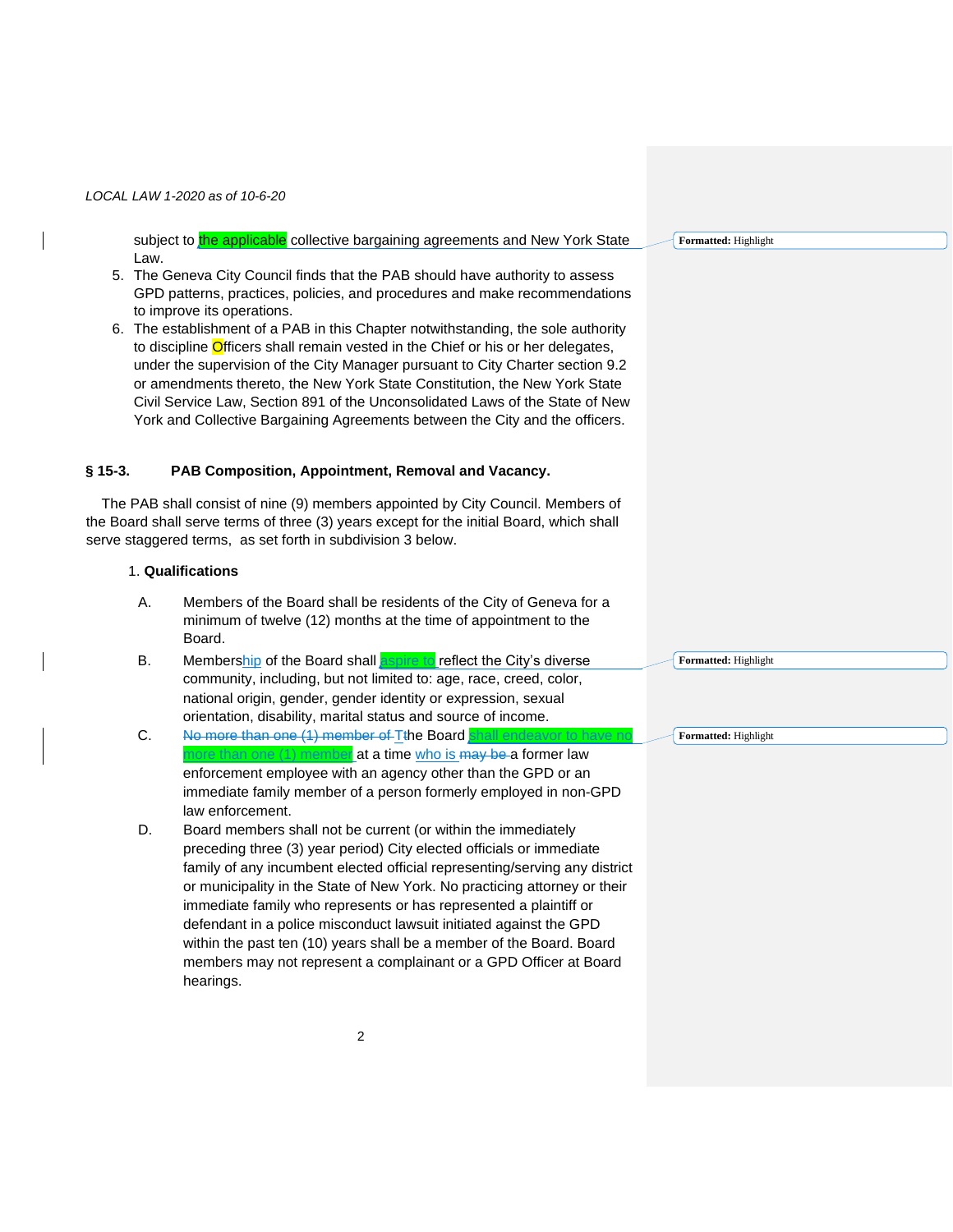subject to the applicable collective bargaining agreements and New York State Law.

5. The Geneva City Council finds that the PAB should have authority to assess GPD patterns, practices, policies, and procedures and make recommendations to improve its operations.
6. The establishment of a PAB in this Chapter notwithstanding, the sole authority to discipline Officers shall remain vested in the Chief or his or her delegates, under the supervision of the City Manager pursuant to City Charter section 9.2 or amendments thereto, the New York State Constitution, the New York State Civil Service Law, Section 891 of the Unconsolidated Laws of the State of New York and Collective Bargaining Agreements between the City and the officers.

## § 15-3. PAB Composition, Appointment, Removal and Vacancy.

The PAB shall consist of nine (9) members appointed by City Council. Members of the Board shall serve terms of three (3) years except for the initial Board, which shall serve staggered terms, as set forth in subdivision 3 below.

1. **Qualifications**

A. Members of the Board shall be residents of the City of Geneva for a minimum of twelve (12) months at the time of appointment to the Board.

B. Membership of the Board shall aspire to reflect the City's diverse community, including, but not limited to: age, race, creed, color, national origin, gender, gender identity or expression, sexual orientation, disability, marital status and source of income.

C. ~~No more than one (1) member of T~~The Board shall endeavor to have no more than one (1) member at a time who is ~~may be~~ a former law enforcement employee with an agency other than the GPD or an immediate family member of a person formerly employed in non-GPD law enforcement.

D. Board members shall not be current (or within the immediately preceding three (3) year period) City elected officials or immediate family of any incumbent elected official representing/serving any district or municipality in the State of New York. No practicing attorney or their immediate family who represents or has represented a plaintiff or defendant in a police misconduct lawsuit initiated against the GPD within the past ten (10) years shall be a member of the Board. Board members may not represent a complainant or a GPD Officer at Board hearings.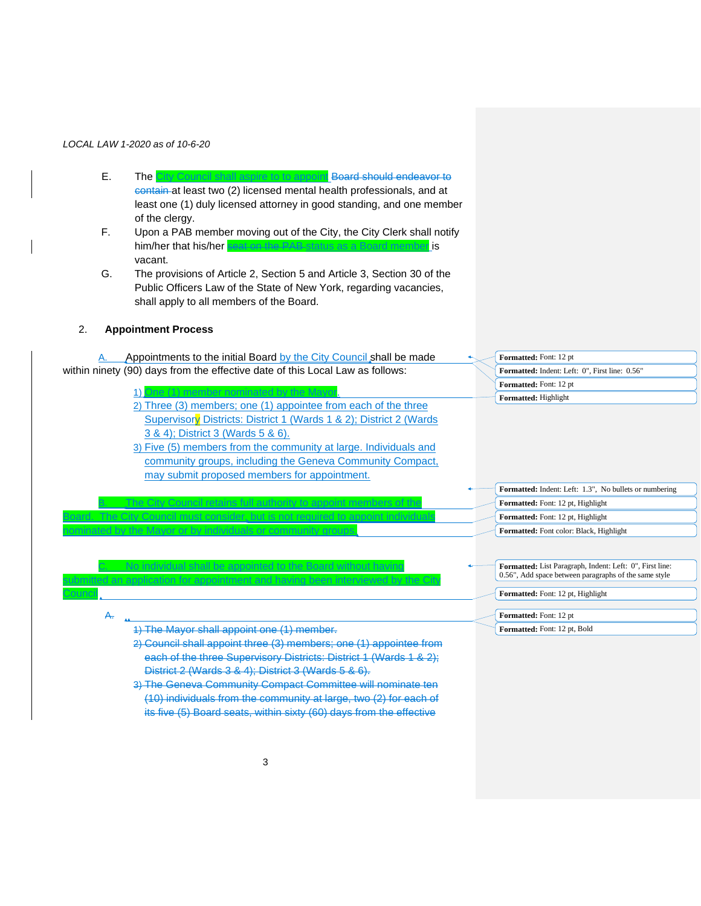E. The City Council shall aspire to to appoint ~~Board should endeavor to contain~~ at least two (2) licensed mental health professionals, and at least one (1) duly licensed attorney in good standing, and one member of the clergy.

F. Upon a PAB member moving out of the City, the City Clerk shall notify him/her that his/her ~~seat on the PAB status as a Board member~~ is vacant.

G. The provisions of Article 2, Section 5 and Article 3, Section 30 of the Public Officers Law of the State of New York, regarding vacancies, shall apply to all members of the Board.

2. **Appointment Process**

A. Appointments to the initial Board by the City Council shall be made within ninety (90) days from the effective date of this Local Law as follows:

1) One (1) member nominated by the Mayor.
2) Three (3) members; one (1) appointee from each of the three Supervisory Districts: District 1 (Wards 1 & 2); District 2 (Wards 3 & 4); District 3 (Wards 5 & 6).
3) Five (5) members from the community at large. Individuals and community groups, including the Geneva Community Compact, may submit proposed members for appointment.

B. The City Council retains full authority to appoint members of the Board. The City Council must consider, but is not required to appoint individuals nominated by the Mayor or by individuals or community groups.

C. No individual shall be appointed to the Board without having submitted an application for appointment and having been interviewed by the City Council.

~~A.~~

~~1) The Mayor shall appoint one (1) member.~~
~~2) Council shall appoint three (3) members; one (1) appointee from each of the three Supervisory Districts: District 1 (Wards 1 & 2); District 2 (Wards 3 & 4); District 3 (Wards 5 & 6).~~
~~3) The Geneva Community Compact Committee will nominate ten (10) individuals from the community at large, two (2) for each of its five (5) Board seats, within sixty (60) days from the effective~~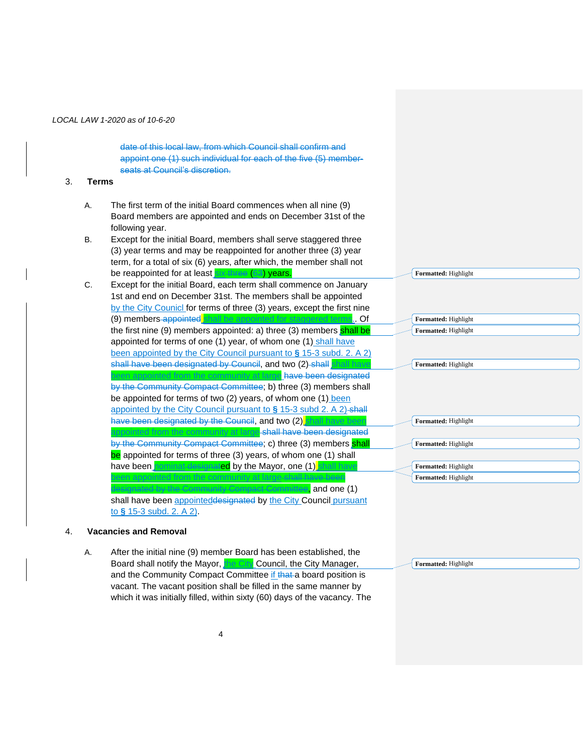date of this local law, from which Council shall confirm and appoint one (1) such individual for each of the five (5) member seats at Council's discretion.

3. **Terms**

A. The first term of the initial Board commences when all nine (9) Board members are appointed and ends on December 31st of the following year.

B. Except for the initial Board, members shall serve staggered three (3) year terms and may be reappointed for another three (3) year term, for a total of six (6) years, after which, the member shall not be reappointed for at least six three (63) years.

C. Except for the initial Board, each term shall commence on January 1st and end on December 31st. The members shall be appointed by the City Counicl for terms of three (3) years, except the first nine (9) members appointed shall be appointed for staggered terms.. Of the first nine (9) members appointed: a) three (3) members shall be appointed for terms of one (1) year, of whom one (1) shall have been appointed by the City Council pursuant to § 15-3 subd. 2. A 2) shall have been designated by Council, and two (2) shall shall have been appointed from the community at large have been designated by the Community Compact Committee; b) three (3) members shall be appointed for terms of two (2) years, of whom one (1) been appointed by the City Council pursuant to § 15-3 subd 2. A 2) shall have been designated by the Council, and two (2) shall have been appointed from the community at large shall have been designated by the Community Compact Committee; c) three (3) members shall be appointed for terms of three (3) years, of whom one (1) shall have been nominat designated by the Mayor, one (1) shall have been appointed from the community at large shall have been designated by the Community Compact Committee, and one (1) shall have been appointeddesignated by the City Council pursuant to § 15-3 subd. 2. A 2).

4. **Vacancies and Removal**

A. After the initial nine (9) member Board has been established, the Board shall notify the Mayor, the City Council, the City Manager, and the Community Compact Committee if that a board position is vacant. The vacant position shall be filled in the same manner by which it was initially filled, within sixty (60) days of the vacancy. The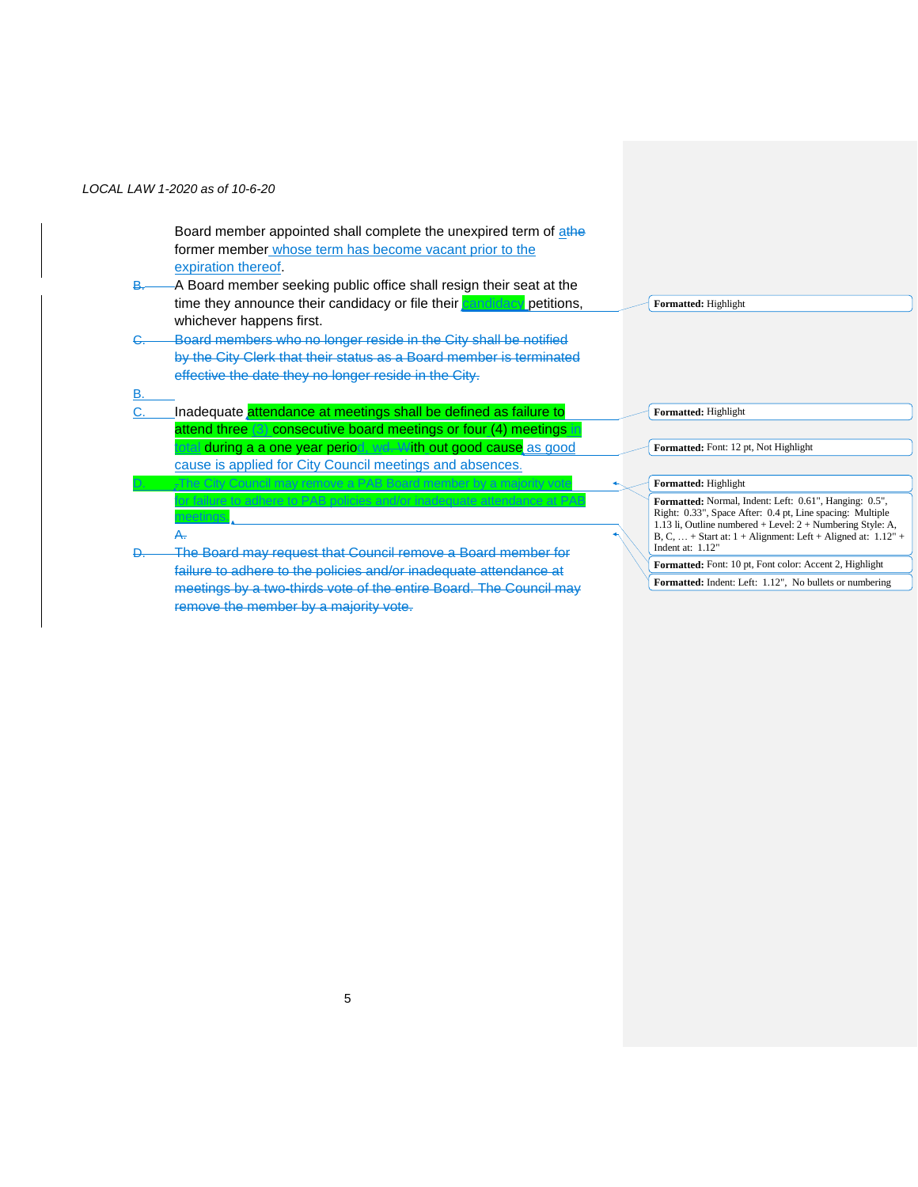Board member appointed shall complete the unexpired term of athe former member whose term has become vacant prior to the expiration thereof.

B. A Board member seeking public office shall resign their seat at the time they announce their candidacy or file their candidacy petitions, whichever happens first.

~~C. Board members who no longer reside in the City shall be notified by the City Clerk that their status as a Board member is terminated effective the date they no longer reside in the City.~~

B.

C. Inadequate attendance at meetings shall be defined as failure to attend three (3) consecutive board meetings or four (4) meetings in total during a a one year period, wd. With out good cause as good cause is applied for City Council meetings and absences.

D. The City Council may remove a PAB Board member by a majority vote for failure to adhere to PAB policies and/or inadequate attendance at PAB meetings.

~~A.~~

~~D. The Board may request that Council remove a Board member for failure to adhere to the policies and/or inadequate attendance at meetings by a two-thirds vote of the entire Board. The Council may remove the member by a majority vote.~~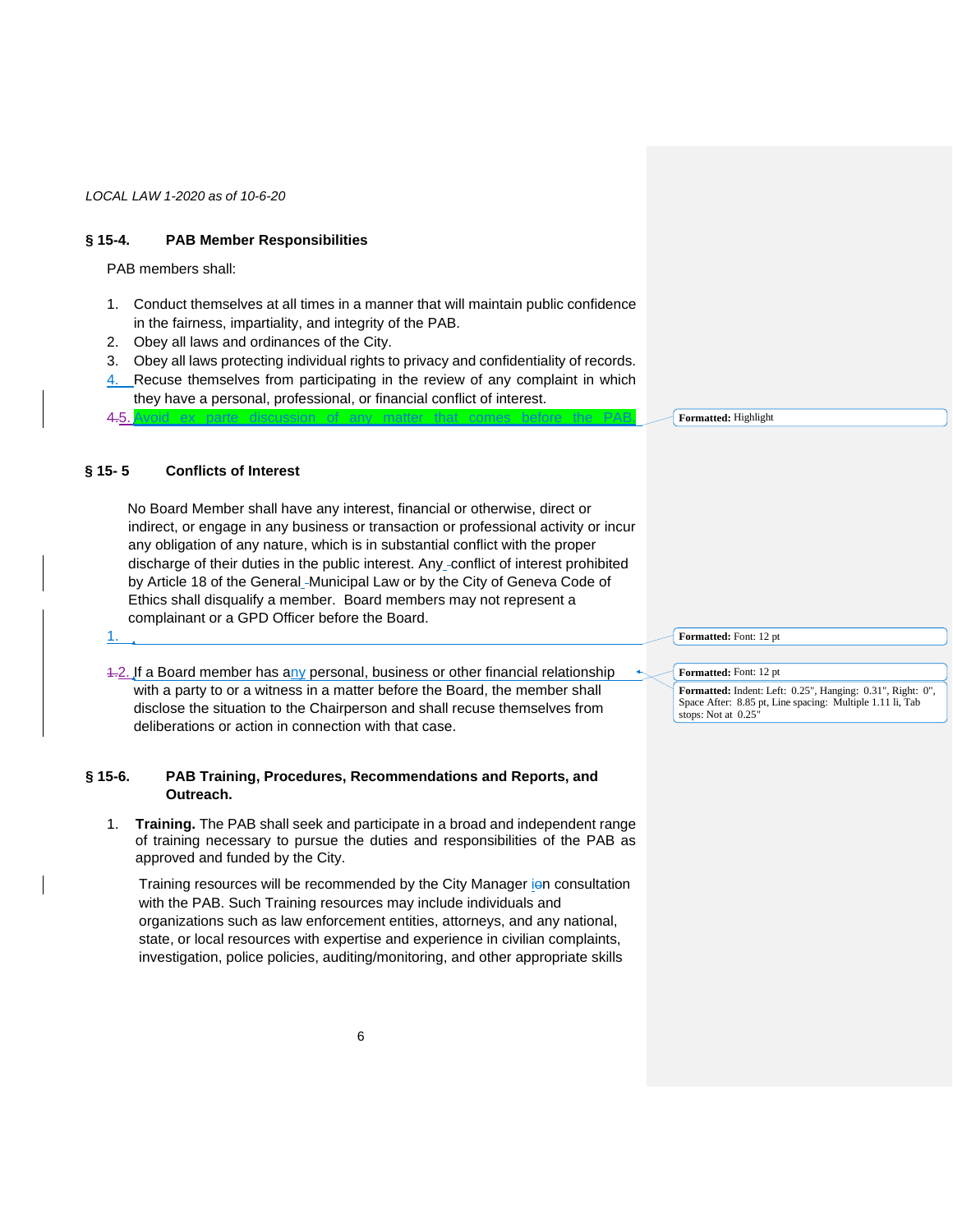# § 15-4. PAB Member Responsibilities

PAB members shall:

1. Conduct themselves at all times in a manner that will maintain public confidence in the fairness, impartiality, and integrity of the PAB.
2. Obey all laws and ordinances of the City.
3. Obey all laws protecting individual rights to privacy and confidentiality of records.
4. Recuse themselves from participating in the review of any complaint in which they have a personal, professional, or financial conflict of interest.
5. Avoid ex parte discussion of any matter that comes before the PAB.

# § 15- 5 Conflicts of Interest

No Board Member shall have any interest, financial or otherwise, direct or indirect, or engage in any business or transaction or professional activity or incur any obligation of any nature, which is in substantial conflict with the proper discharge of their duties in the public interest. Any conflict of interest prohibited by Article 18 of the General Municipal Law or by the City of Geneva Code of Ethics shall disqualify a member. Board members may not represent a complainant or a GPD Officer before the Board.

1.

2. If a Board member has any personal, business or other financial relationship with a party to or a witness in a matter before the Board, the member shall disclose the situation to the Chairperson and shall recuse themselves from deliberations or action in connection with that case.

# § 15-6. PAB Training, Procedures, Recommendations and Reports, and Outreach.

1. **Training.** The PAB shall seek and participate in a broad and independent range of training necessary to pursue the duties and responsibilities of the PAB as approved and funded by the City.

   Training resources will be recommended by the City Manager in consultation with the PAB. Such Training resources may include individuals and organizations such as law enforcement entities, attorneys, and any national, state, or local resources with expertise and experience in civilian complaints, investigation, police policies, auditing/monitoring, and other appropriate skills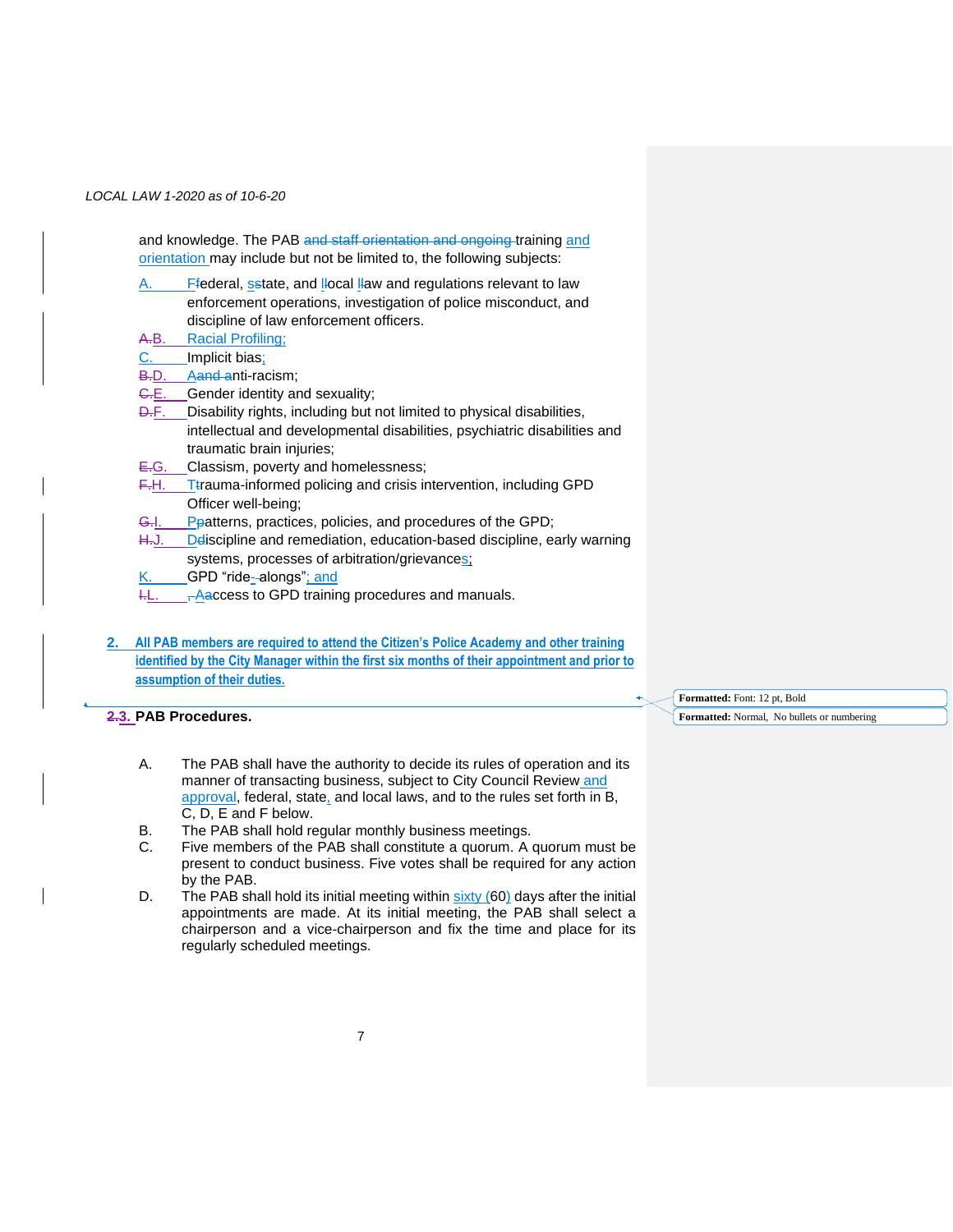and knowledge. The PAB and staff orientation and ongoing training and orientation may include but not be limited to, the following subjects:

A. Ffederal, sstate, and llocal llaw and regulations relevant to law enforcement operations, investigation of police misconduct, and discipline of law enforcement officers.

A.B. Racial Profiling;

C. Implicit bias;

B.D. Aand anti-racism;

C.E. Gender identity and sexuality;

D.F. Disability rights, including but not limited to physical disabilities, intellectual and developmental disabilities, psychiatric disabilities and traumatic brain injuries;

E.G. Classism, poverty and homelessness;

F.H. Ttrauma-informed policing and crisis intervention, including GPD Officer well-being;

G.I. Ppatterns, practices, policies, and procedures of the GPD;

H.J. Ddiscipline and remediation, education-based discipline, early warning systems, processes of arbitration/grievances;

K. GPD "ride-alongs"; and

I.L. , Aaccess to GPD training procedures and manuals.

**2. All PAB members are required to attend the Citizen's Police Academy and other training identified by the City Manager within the first six months of their appointment and prior to assumption of their duties.**

## 2.3. PAB Procedures.

A. The PAB shall have the authority to decide its rules of operation and its manner of transacting business, subject to City Council Review and approval, federal, state, and local laws, and to the rules set forth in B, C, D, E and F below.

B. The PAB shall hold regular monthly business meetings.

C. Five members of the PAB shall constitute a quorum. A quorum must be present to conduct business. Five votes shall be required for any action by the PAB.

D. The PAB shall hold its initial meeting within sixty (60) days after the initial appointments are made. At its initial meeting, the PAB shall select a chairperson and a vice-chairperson and fix the time and place for its regularly scheduled meetings.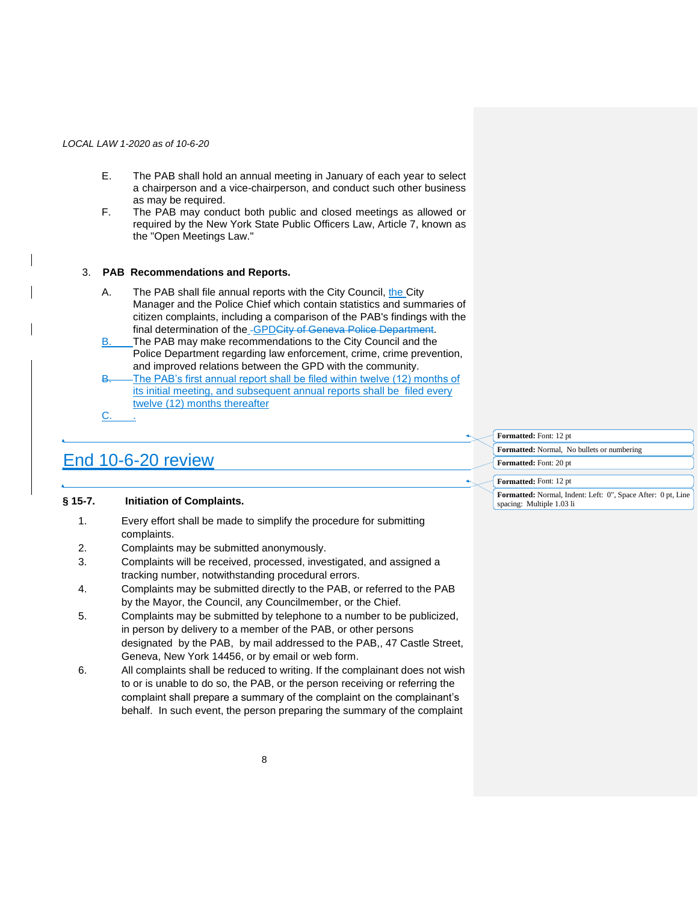E. The PAB shall hold an annual meeting in January of each year to select a chairperson and a vice-chairperson, and conduct such other business as may be required.

F. The PAB may conduct both public and closed meetings as allowed or required by the New York State Public Officers Law, Article 7, known as the "Open Meetings Law."

3. **PAB Recommendations and Reports.**

A. The PAB shall file annual reports with the City Council, the City Manager and the Police Chief which contain statistics and summaries of citizen complaints, including a comparison of the PAB's findings with the final determination of the GPD~~City of Geneva Police Department~~.

B. The PAB may make recommendations to the City Council and the Police Department regarding law enforcement, crime, crime prevention, and improved relations between the GPD with the community.

~~B.~~ The PAB's first annual report shall be filed within twelve (12) months of its initial meeting, and subsequent annual reports shall be filed every twelve (12) months thereafter

C. .

# End 10-6-20 review

**§ 15-7. Initiation of Complaints.**

1. Every effort shall be made to simplify the procedure for submitting complaints.
2. Complaints may be submitted anonymously.
3. Complaints will be received, processed, investigated, and assigned a tracking number, notwithstanding procedural errors.
4. Complaints may be submitted directly to the PAB, or referred to the PAB by the Mayor, the Council, any Councilmember, or the Chief.
5. Complaints may be submitted by telephone to a number to be publicized, in person by delivery to a member of the PAB, or other persons designated by the PAB, by mail addressed to the PAB,, 47 Castle Street, Geneva, New York 14456, or by email or web form.
6. All complaints shall be reduced to writing. If the complainant does not wish to or is unable to do so, the PAB, or the person receiving or referring the complaint shall prepare a summary of the complaint on the complainant's behalf. In such event, the person preparing the summary of the complaint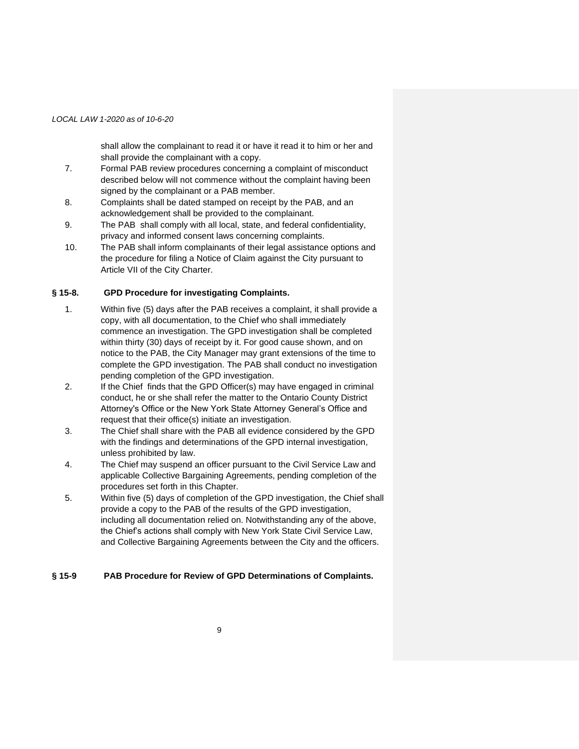shall allow the complainant to read it or have it read it to him or her and shall provide the complainant with a copy.

7. Formal PAB review procedures concerning a complaint of misconduct described below will not commence without the complaint having been signed by the complainant or a PAB member.
8. Complaints shall be dated stamped on receipt by the PAB, and an acknowledgement shall be provided to the complainant.
9. The PAB shall comply with all local, state, and federal confidentiality, privacy and informed consent laws concerning complaints.
10. The PAB shall inform complainants of their legal assistance options and the procedure for filing a Notice of Claim against the City pursuant to Article VII of the City Charter.

### § 15-8. GPD Procedure for investigating Complaints.

1. Within five (5) days after the PAB receives a complaint, it shall provide a copy, with all documentation, to the Chief who shall immediately commence an investigation. The GPD investigation shall be completed within thirty (30) days of receipt by it. For good cause shown, and on notice to the PAB, the City Manager may grant extensions of the time to complete the GPD investigation. The PAB shall conduct no investigation pending completion of the GPD investigation.
2. If the Chief finds that the GPD Officer(s) may have engaged in criminal conduct, he or she shall refer the matter to the Ontario County District Attorney's Office or the New York State Attorney General's Office and request that their office(s) initiate an investigation.
3. The Chief shall share with the PAB all evidence considered by the GPD with the findings and determinations of the GPD internal investigation, unless prohibited by law.
4. The Chief may suspend an officer pursuant to the Civil Service Law and applicable Collective Bargaining Agreements, pending completion of the procedures set forth in this Chapter.
5. Within five (5) days of completion of the GPD investigation, the Chief shall provide a copy to the PAB of the results of the GPD investigation, including all documentation relied on. Notwithstanding any of the above, the Chief's actions shall comply with New York State Civil Service Law, and Collective Bargaining Agreements between the City and the officers.

### § 15-9 PAB Procedure for Review of GPD Determinations of Complaints.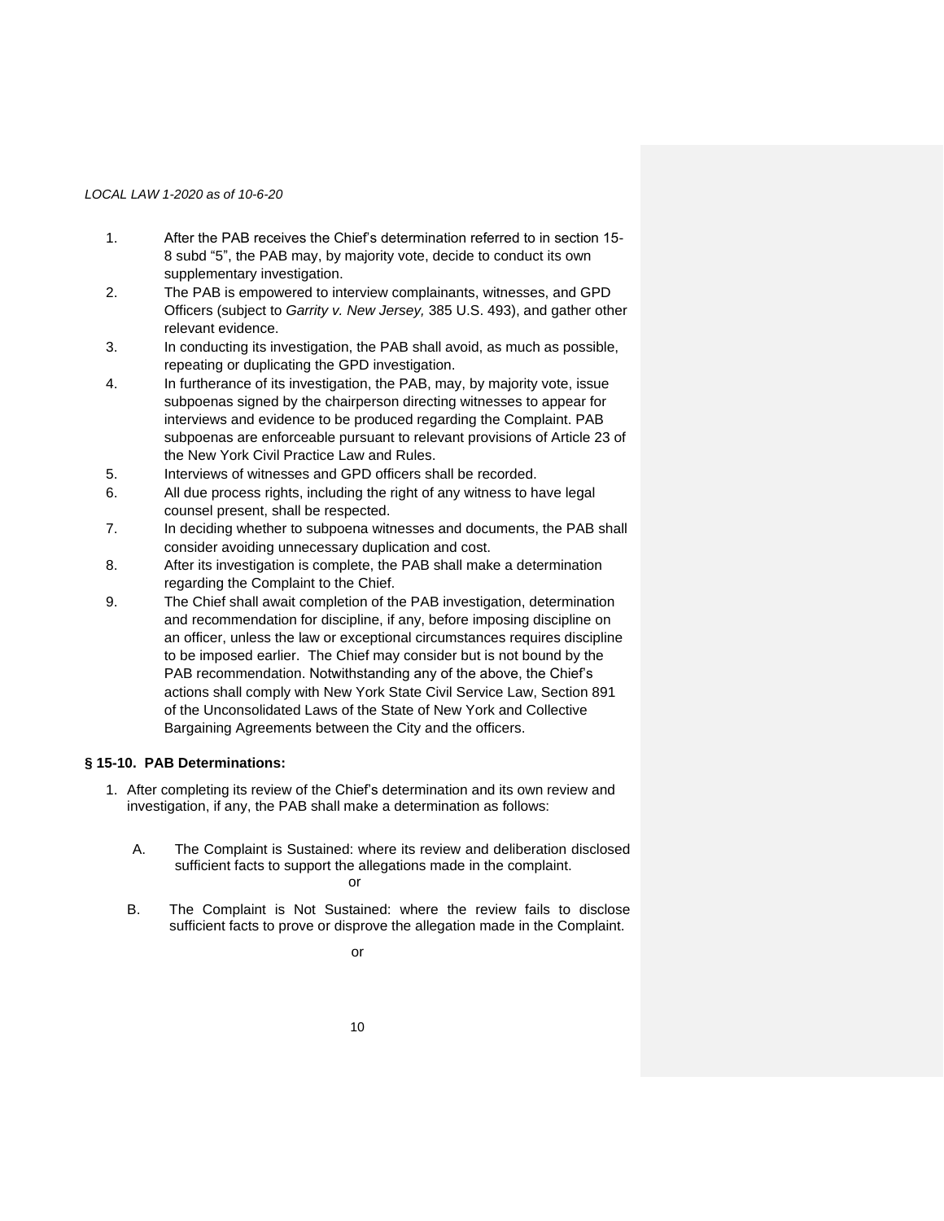1. After the PAB receives the Chief's determination referred to in section 15-8 subd "5", the PAB may, by majority vote, decide to conduct its own supplementary investigation.
2. The PAB is empowered to interview complainants, witnesses, and GPD Officers (subject to *Garrity v. New Jersey,* 385 U.S. 493), and gather other relevant evidence.
3. In conducting its investigation, the PAB shall avoid, as much as possible, repeating or duplicating the GPD investigation.
4. In furtherance of its investigation, the PAB, may, by majority vote, issue subpoenas signed by the chairperson directing witnesses to appear for interviews and evidence to be produced regarding the Complaint. PAB subpoenas are enforceable pursuant to relevant provisions of Article 23 of the New York Civil Practice Law and Rules.
5. Interviews of witnesses and GPD officers shall be recorded.
6. All due process rights, including the right of any witness to have legal counsel present, shall be respected.
7. In deciding whether to subpoena witnesses and documents, the PAB shall consider avoiding unnecessary duplication and cost.
8. After its investigation is complete, the PAB shall make a determination regarding the Complaint to the Chief.
9. The Chief shall await completion of the PAB investigation, determination and recommendation for discipline, if any, before imposing discipline on an officer, unless the law or exceptional circumstances requires discipline to be imposed earlier. The Chief may consider but is not bound by the PAB recommendation. Notwithstanding any of the above, the Chief's actions shall comply with New York State Civil Service Law, Section 891 of the Unconsolidated Laws of the State of New York and Collective Bargaining Agreements between the City and the officers.

### § 15-10. PAB Determinations:

1. After completing its review of the Chief's determination and its own review and investigation, if any, the PAB shall make a determination as follows:

   A. The Complaint is Sustained: where its review and deliberation disclosed sufficient facts to support the allegations made in the complaint.

   or

   B. The Complaint is Not Sustained: where the review fails to disclose sufficient facts to prove or disprove the allegation made in the Complaint.

   or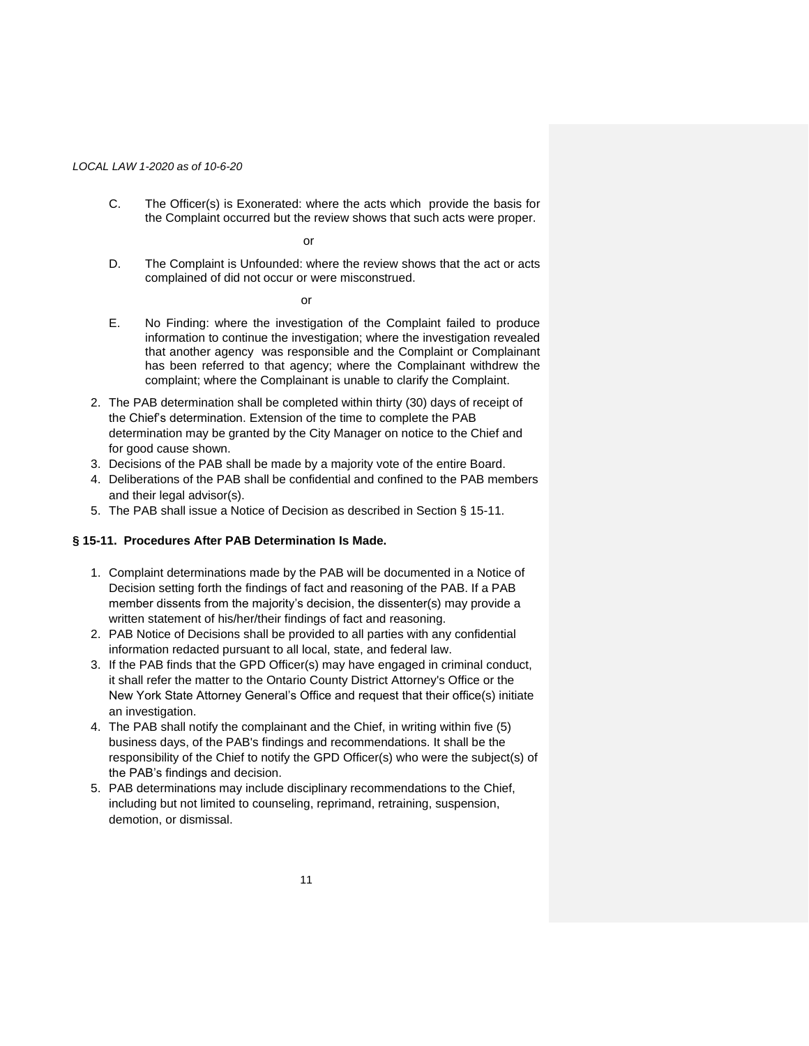C. The Officer(s) is Exonerated: where the acts which provide the basis for the Complaint occurred but the review shows that such acts were proper.

or

D. The Complaint is Unfounded: where the review shows that the act or acts complained of did not occur or were misconstrued.

or

E. No Finding: where the investigation of the Complaint failed to produce information to continue the investigation; where the investigation revealed that another agency was responsible and the Complaint or Complainant has been referred to that agency; where the Complainant withdrew the complaint; where the Complainant is unable to clarify the Complaint.

2. The PAB determination shall be completed within thirty (30) days of receipt of the Chief's determination. Extension of the time to complete the PAB determination may be granted by the City Manager on notice to the Chief and for good cause shown.
3. Decisions of the PAB shall be made by a majority vote of the entire Board.
4. Deliberations of the PAB shall be confidential and confined to the PAB members and their legal advisor(s).
5. The PAB shall issue a Notice of Decision as described in Section § 15-11.

### § 15-11. Procedures After PAB Determination Is Made.

1. Complaint determinations made by the PAB will be documented in a Notice of Decision setting forth the findings of fact and reasoning of the PAB. If a PAB member dissents from the majority's decision, the dissenter(s) may provide a written statement of his/her/their findings of fact and reasoning.
2. PAB Notice of Decisions shall be provided to all parties with any confidential information redacted pursuant to all local, state, and federal law.
3. If the PAB finds that the GPD Officer(s) may have engaged in criminal conduct, it shall refer the matter to the Ontario County District Attorney's Office or the New York State Attorney General's Office and request that their office(s) initiate an investigation.
4. The PAB shall notify the complainant and the Chief, in writing within five (5) business days, of the PAB's findings and recommendations. It shall be the responsibility of the Chief to notify the GPD Officer(s) who were the subject(s) of the PAB's findings and decision.
5. PAB determinations may include disciplinary recommendations to the Chief, including but not limited to counseling, reprimand, retraining, suspension, demotion, or dismissal.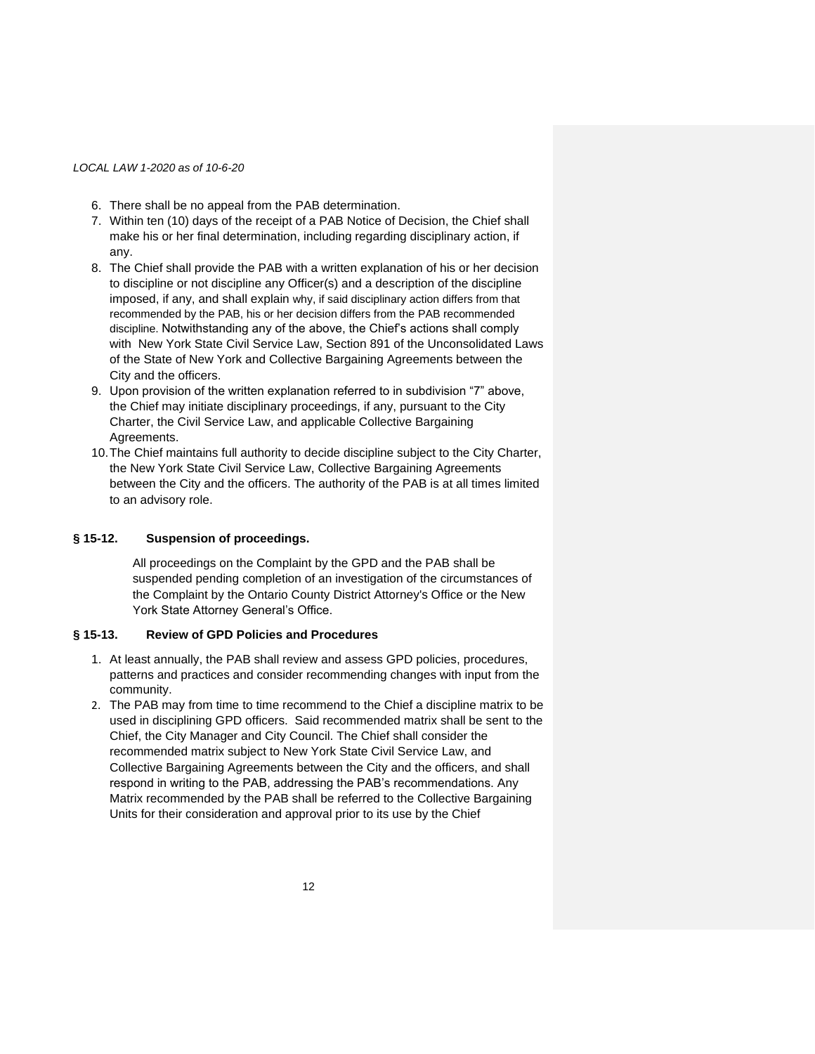6. There shall be no appeal from the PAB determination.
7. Within ten (10) days of the receipt of a PAB Notice of Decision, the Chief shall make his or her final determination, including regarding disciplinary action, if any.
8. The Chief shall provide the PAB with a written explanation of his or her decision to discipline or not discipline any Officer(s) and a description of the discipline imposed, if any, and shall explain why, if said disciplinary action differs from that recommended by the PAB, his or her decision differs from the PAB recommended discipline. Notwithstanding any of the above, the Chief's actions shall comply with New York State Civil Service Law, Section 891 of the Unconsolidated Laws of the State of New York and Collective Bargaining Agreements between the City and the officers.
9. Upon provision of the written explanation referred to in subdivision "7" above, the Chief may initiate disciplinary proceedings, if any, pursuant to the City Charter, the Civil Service Law, and applicable Collective Bargaining Agreements.
10. The Chief maintains full authority to decide discipline subject to the City Charter, the New York State Civil Service Law, Collective Bargaining Agreements between the City and the officers. The authority of the PAB is at all times limited to an advisory role.

### § 15-12. Suspension of proceedings.

All proceedings on the Complaint by the GPD and the PAB shall be suspended pending completion of an investigation of the circumstances of the Complaint by the Ontario County District Attorney's Office or the New York State Attorney General's Office.

### § 15-13. Review of GPD Policies and Procedures

1. At least annually, the PAB shall review and assess GPD policies, procedures, patterns and practices and consider recommending changes with input from the community.
2. The PAB may from time to time recommend to the Chief a discipline matrix to be used in disciplining GPD officers. Said recommended matrix shall be sent to the Chief, the City Manager and City Council. The Chief shall consider the recommended matrix subject to New York State Civil Service Law, and Collective Bargaining Agreements between the City and the officers, and shall respond in writing to the PAB, addressing the PAB's recommendations. Any Matrix recommended by the PAB shall be referred to the Collective Bargaining Units for their consideration and approval prior to its use by the Chief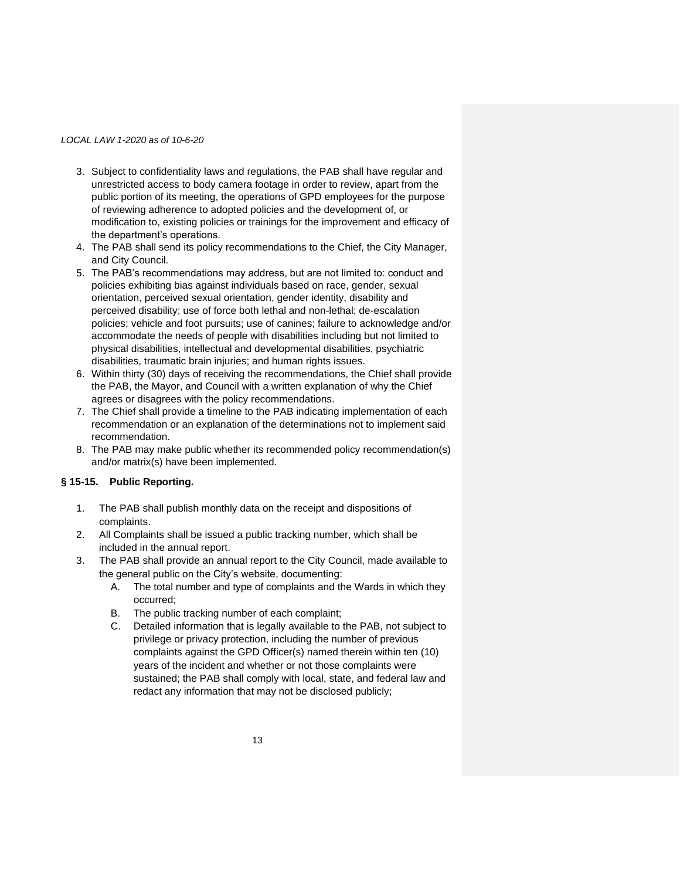3. Subject to confidentiality laws and regulations, the PAB shall have regular and unrestricted access to body camera footage in order to review, apart from the public portion of its meeting, the operations of GPD employees for the purpose of reviewing adherence to adopted policies and the development of, or modification to, existing policies or trainings for the improvement and efficacy of the department's operations.
4. The PAB shall send its policy recommendations to the Chief, the City Manager, and City Council.
5. The PAB's recommendations may address, but are not limited to: conduct and policies exhibiting bias against individuals based on race, gender, sexual orientation, perceived sexual orientation, gender identity, disability and perceived disability; use of force both lethal and non-lethal; de-escalation policies; vehicle and foot pursuits; use of canines; failure to acknowledge and/or accommodate the needs of people with disabilities including but not limited to physical disabilities, intellectual and developmental disabilities, psychiatric disabilities, traumatic brain injuries; and human rights issues.
6. Within thirty (30) days of receiving the recommendations, the Chief shall provide the PAB, the Mayor, and Council with a written explanation of why the Chief agrees or disagrees with the policy recommendations.
7. The Chief shall provide a timeline to the PAB indicating implementation of each recommendation or an explanation of the determinations not to implement said recommendation.
8. The PAB may make public whether its recommended policy recommendation(s) and/or matrix(s) have been implemented.

### § 15-15. Public Reporting.

1. The PAB shall publish monthly data on the receipt and dispositions of complaints.
2. All Complaints shall be issued a public tracking number, which shall be included in the annual report.
3. The PAB shall provide an annual report to the City Council, made available to the general public on the City's website, documenting:
   A. The total number and type of complaints and the Wards in which they occurred;
   B. The public tracking number of each complaint;
   C. Detailed information that is legally available to the PAB, not subject to privilege or privacy protection, including the number of previous complaints against the GPD Officer(s) named therein within ten (10) years of the incident and whether or not those complaints were sustained; the PAB shall comply with local, state, and federal law and redact any information that may not be disclosed publicly;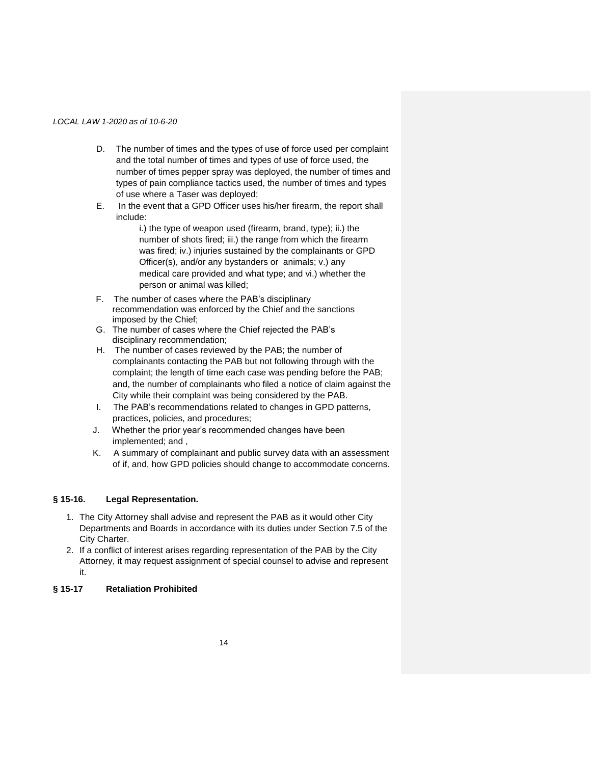D. The number of times and the types of use of force used per complaint and the total number of times and types of use of force used, the number of times pepper spray was deployed, the number of times and types of pain compliance tactics used, the number of times and types of use where a Taser was deployed;

E. In the event that a GPD Officer uses his/her firearm, the report shall include:

   i.) the type of weapon used (firearm, brand, type); ii.) the number of shots fired; iii.) the range from which the firearm was fired; iv.) injuries sustained by the complainants or GPD Officer(s), and/or any bystanders or animals; v.) any medical care provided and what type; and vi.) whether the person or animal was killed;

F. The number of cases where the PAB's disciplinary recommendation was enforced by the Chief and the sanctions imposed by the Chief;

G. The number of cases where the Chief rejected the PAB's disciplinary recommendation;

H. The number of cases reviewed by the PAB; the number of complainants contacting the PAB but not following through with the complaint; the length of time each case was pending before the PAB; and, the number of complainants who filed a notice of claim against the City while their complaint was being considered by the PAB.

I. The PAB's recommendations related to changes in GPD patterns, practices, policies, and procedures;

J. Whether the prior year's recommended changes have been implemented; and ,

K. A summary of complainant and public survey data with an assessment of if, and, how GPD policies should change to accommodate concerns.

### § 15-16. Legal Representation.

1. The City Attorney shall advise and represent the PAB as it would other City Departments and Boards in accordance with its duties under Section 7.5 of the City Charter.
2. If a conflict of interest arises regarding representation of the PAB by the City Attorney, it may request assignment of special counsel to advise and represent it.

### § 15-17 Retaliation Prohibited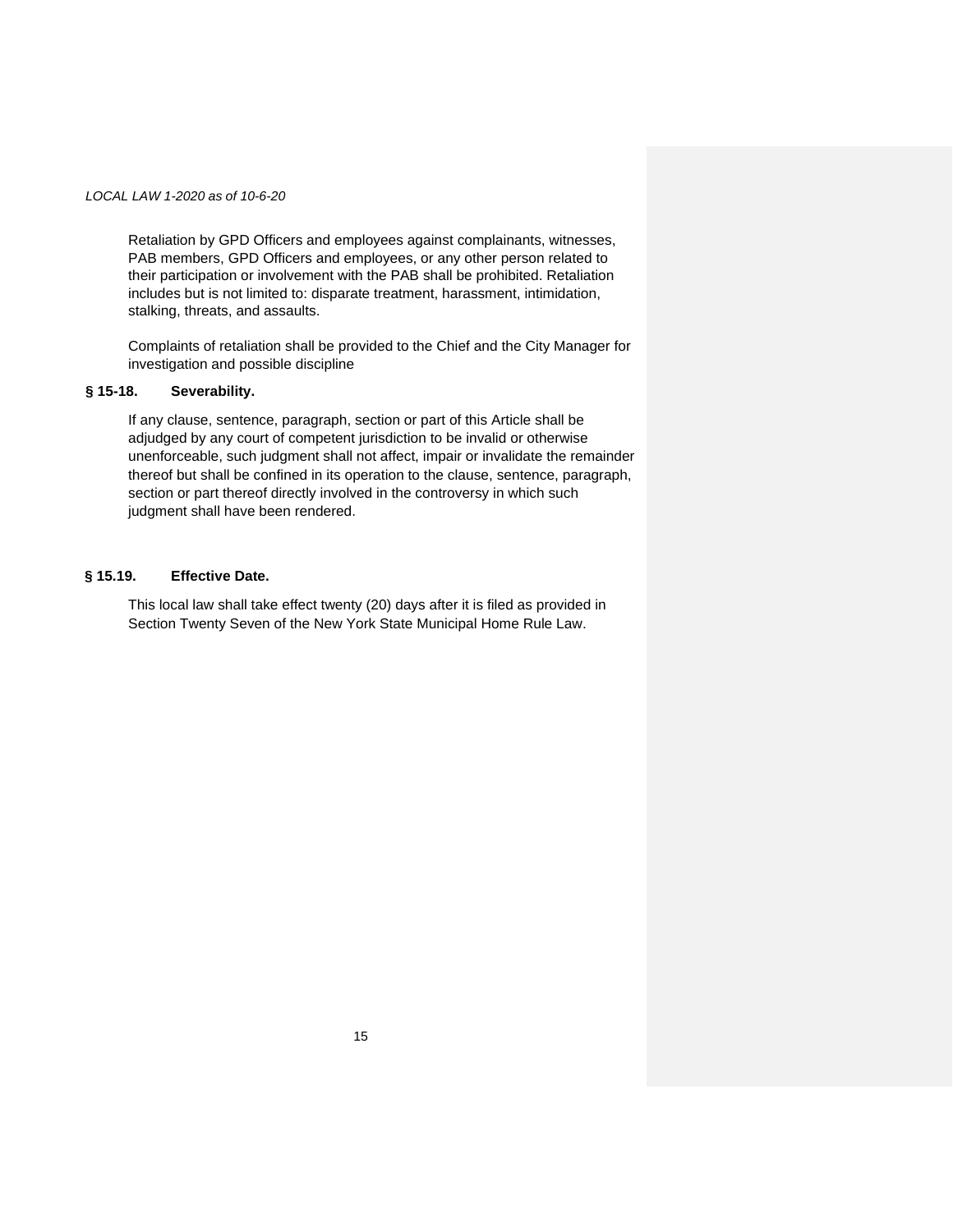Retaliation by GPD Officers and employees against complainants, witnesses, PAB members, GPD Officers and employees, or any other person related to their participation or involvement with the PAB shall be prohibited. Retaliation includes but is not limited to: disparate treatment, harassment, intimidation, stalking, threats, and assaults.

Complaints of retaliation shall be provided to the Chief and the City Manager for investigation and possible discipline

### § 15-18. Severability.

If any clause, sentence, paragraph, section or part of this Article shall be adjudged by any court of competent jurisdiction to be invalid or otherwise unenforceable, such judgment shall not affect, impair or invalidate the remainder thereof but shall be confined in its operation to the clause, sentence, paragraph, section or part thereof directly involved in the controversy in which such judgment shall have been rendered.

### § 15.19. Effective Date.

This local law shall take effect twenty (20) days after it is filed as provided in Section Twenty Seven of the New York State Municipal Home Rule Law.